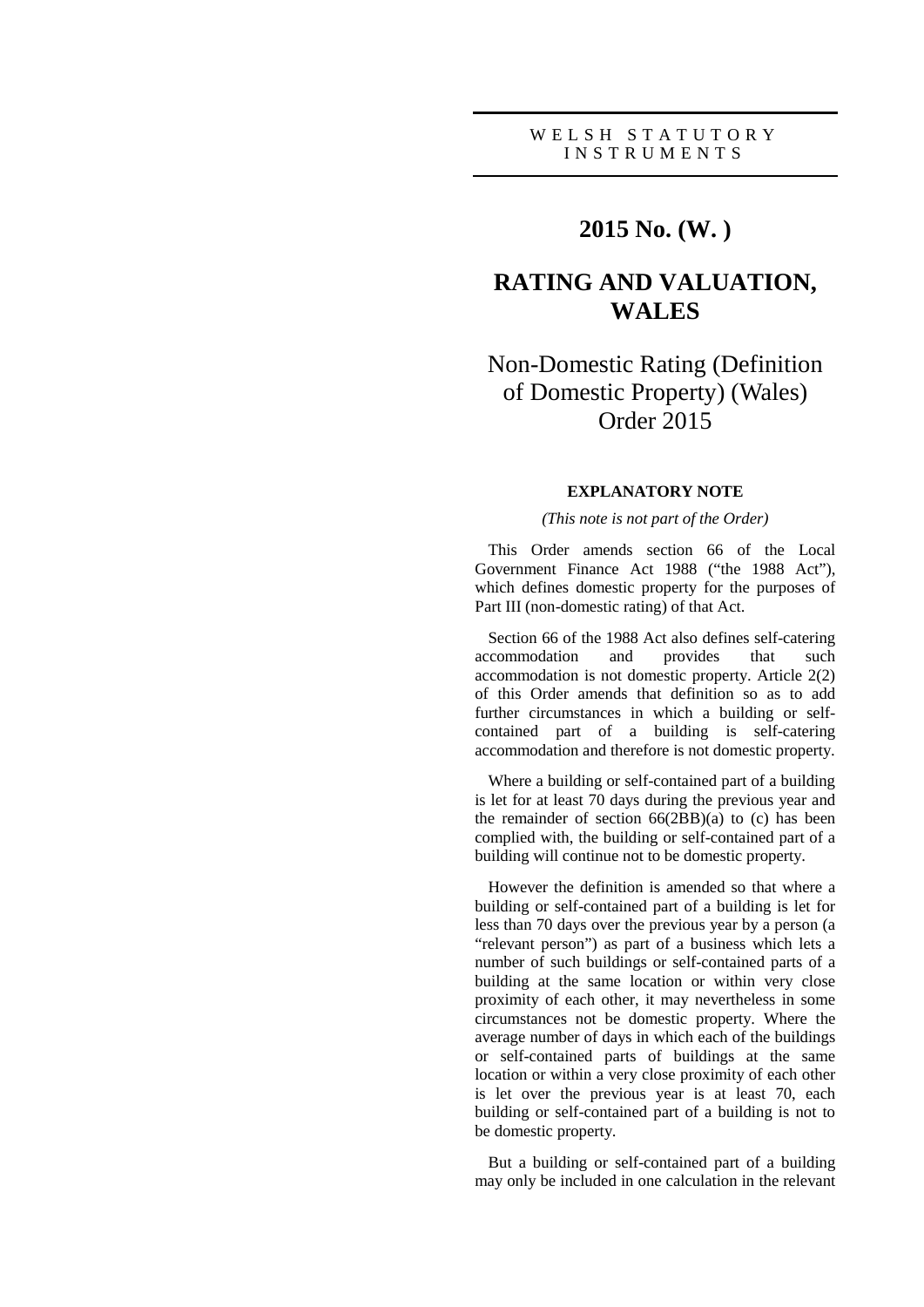WELSH STATUTORY INSTRUMENTS

# 2015 No. (W. )

# RATING AND VALUATION, WALES

## Non-Domestic Rating (Definition of Domestic Property) (Wales) Order 2015

### EXPLANATORY NOTE

*(This note is not part of the Order)*

This Order amends section 66 of the Local Government Finance Act 1988 ("the 1988 Act"), which defines domestic property for the purposes of Part III (non-domestic rating) of that Act.

Section 66 of the 1988 Act also defines self-catering accommodation and provides that such accommodation is not domestic property. Article 2(2) of this Order amends that definition so as to add further circumstances in which a building or self-contained part of a building is self-catering accommodation and therefore is not domestic property.

Where a building or self-contained part of a building is let for at least 70 days during the previous year and the remainder of section 66(2BB)(a) to (c) has been complied with, the building or self-contained part of a building will continue not to be domestic property.

However the definition is amended so that where a building or self-contained part of a building is let for less than 70 days over the previous year by a person (a "relevant person") as part of a business which lets a number of such buildings or self-contained parts of a building at the same location or within very close proximity of each other, it may nevertheless in some circumstances not be domestic property. Where the average number of days in which each of the buildings or self-contained parts of buildings at the same location or within a very close proximity of each other is let over the previous year is at least 70, each building or self-contained part of a building is not to be domestic property.

But a building or self-contained part of a building may only be included in one calculation in the relevant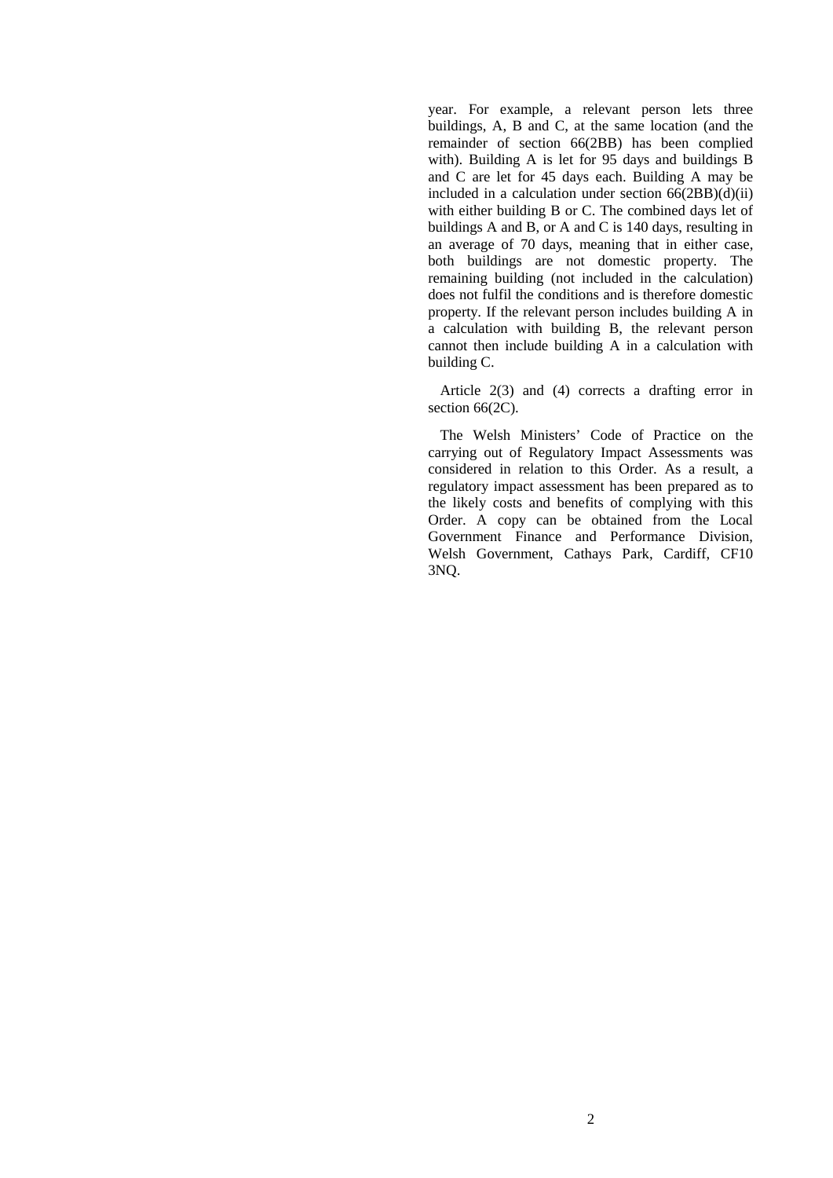year. For example, a relevant person lets three buildings, A, B and C, at the same location (and the remainder of section 66(2BB) has been complied with). Building A is let for 95 days and buildings B and C are let for 45 days each. Building A may be included in a calculation under section 66(2BB)(d)(ii) with either building B or C. The combined days let of buildings A and B, or A and C is 140 days, resulting in an average of 70 days, meaning that in either case, both buildings are not domestic property. The remaining building (not included in the calculation) does not fulfil the conditions and is therefore domestic property. If the relevant person includes building A in a calculation with building B, the relevant person cannot then include building A in a calculation with building C.

Article 2(3) and (4) corrects a drafting error in section 66(2C).

The Welsh Ministers' Code of Practice on the carrying out of Regulatory Impact Assessments was considered in relation to this Order. As a result, a regulatory impact assessment has been prepared as to the likely costs and benefits of complying with this Order. A copy can be obtained from the Local Government Finance and Performance Division, Welsh Government, Cathays Park, Cardiff, CF10 3NQ.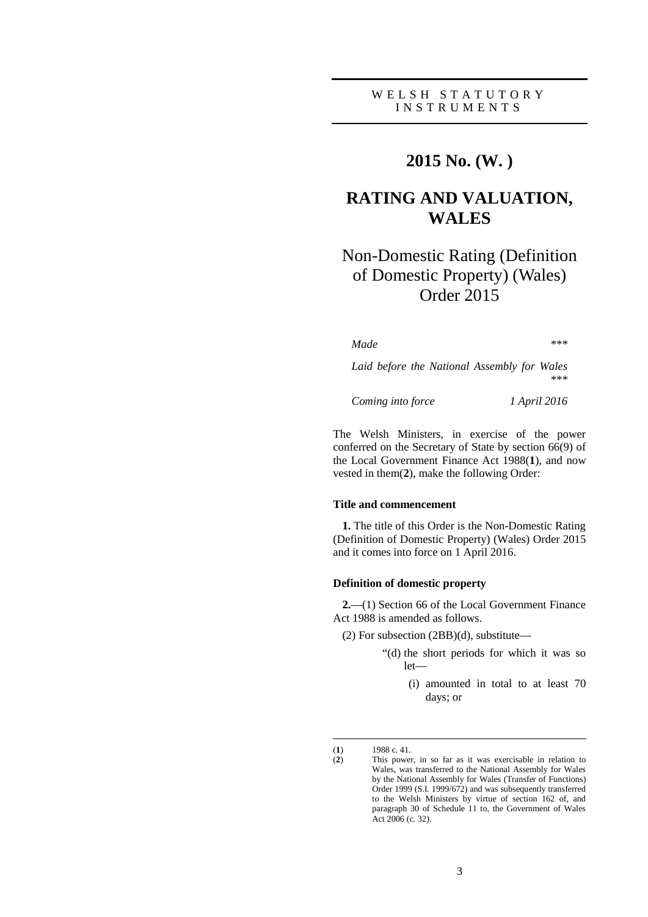WELSH STATUTORY INSTRUMENTS

# 2015 No. (W. )

# RATING AND VALUATION, WALES

## Non-Domestic Rating (Definition of Domestic Property) (Wales) Order 2015

*Made* ***

*Laid before the National Assembly for Wales* ***

*Coming into force* *1 April 2016*

The Welsh Ministers, in exercise of the power conferred on the Secretary of State by section 66(9) of the Local Government Finance Act 1988([1]), and now vested in them([2]), make the following Order:

**Title and commencement**

**1.** The title of this Order is the Non-Domestic Rating (Definition of Domestic Property) (Wales) Order 2015 and it comes into force on 1 April 2016.

**Definition of domestic property**

**2.**—(1) Section 66 of the Local Government Finance Act 1988 is amended as follows.

(2) For subsection (2BB)(d), substitute—

"(d) the short periods for which it was so let—

(i) amounted in total to at least 70 days; or

---

([1]) 1988 c. 41.

([2]) This power, in so far as it was exercisable in relation to Wales, was transferred to the National Assembly for Wales by the National Assembly for Wales (Transfer of Functions) Order 1999 (S.I. 1999/672) and was subsequently transferred to the Welsh Ministers by virtue of section 162 of, and paragraph 30 of Schedule 11 to, the Government of Wales Act 2006 (c. 32).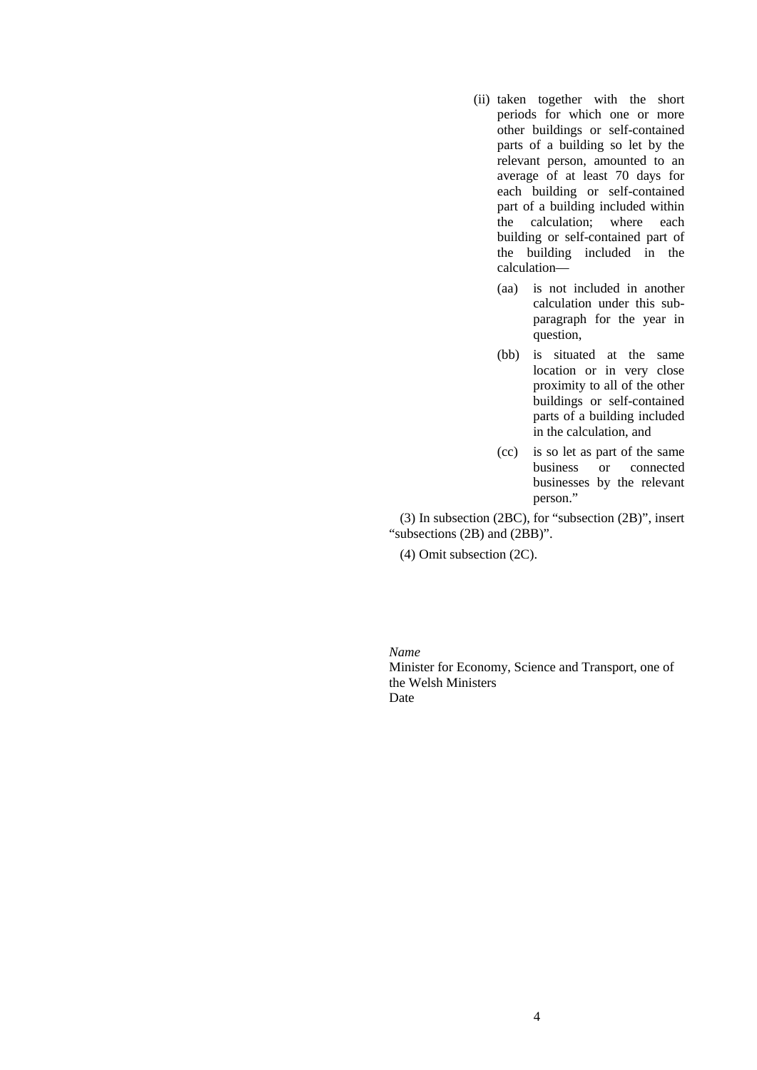(ii) taken together with the short periods for which one or more other buildings or self-contained parts of a building so let by the relevant person, amounted to an average of at least 70 days for each building or self-contained part of a building included within the calculation; where each building or self-contained part of the building included in the calculation—

(aa) is not included in another calculation under this sub-paragraph for the year in question,

(bb) is situated at the same location or in very close proximity to all of the other buildings or self-contained parts of a building included in the calculation, and

(cc) is so let as part of the same business or connected businesses by the relevant person."

(3) In subsection (2BC), for "subsection (2B)", insert "subsections (2B) and (2BB)".

(4) Omit subsection (2C).

*Name*
Minister for Economy, Science and Transport, one of the Welsh Ministers
Date